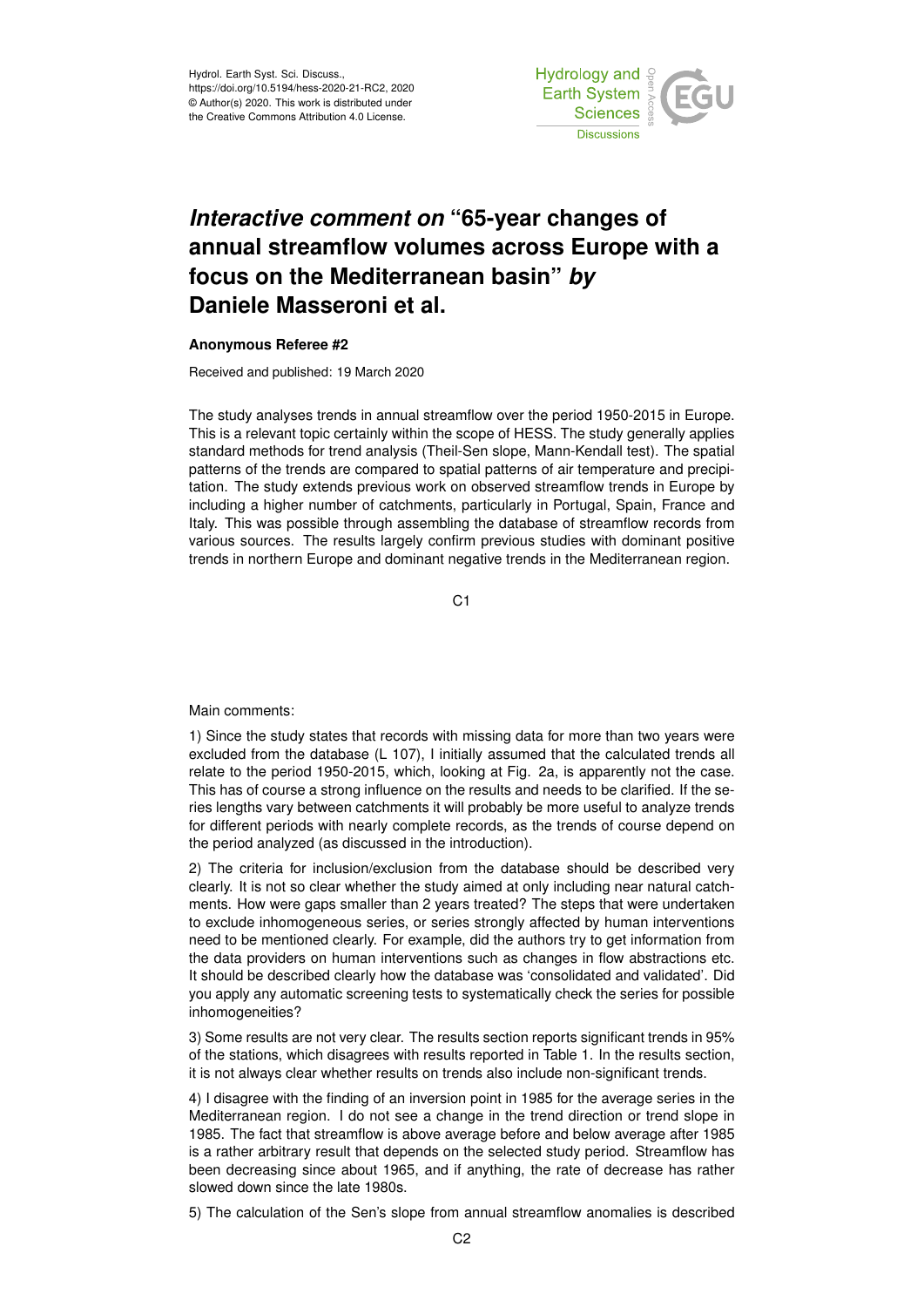Hydrol. Earth Syst. Sci. Discuss.,
https://doi.org/10.5194/hess-2020-21-RC2, 2020
© Author(s) 2020. This work is distributed under
the Creative Commons Attribution 4.0 License.

# *Interactive comment on* "65-year changes of annual streamflow volumes across Europe with a focus on the Mediterranean basin" *by* Daniele Masseroni et al.

**Anonymous Referee #2**

Received and published: 19 March 2020

The study analyses trends in annual streamflow over the period 1950-2015 in Europe. This is a relevant topic certainly within the scope of HESS. The study generally applies standard methods for trend analysis (Theil-Sen slope, Mann-Kendall test). The spatial patterns of the trends are compared to spatial patterns of air temperature and precipitation. The study extends previous work on observed streamflow trends in Europe by including a higher number of catchments, particularly in Portugal, Spain, France and Italy. This was possible through assembling the database of streamflow records from various sources. The results largely confirm previous studies with dominant positive trends in northern Europe and dominant negative trends in the Mediterranean region.

Main comments:

1) Since the study states that records with missing data for more than two years were excluded from the database (L 107), I initially assumed that the calculated trends all relate to the period 1950-2015, which, looking at Fig. 2a, is apparently not the case. This has of course a strong influence on the results and needs to be clarified. If the series lengths vary between catchments it will probably be more useful to analyze trends for different periods with nearly complete records, as the trends of course depend on the period analyzed (as discussed in the introduction).

2) The criteria for inclusion/exclusion from the database should be described very clearly. It is not so clear whether the study aimed at only including near natural catchments. How were gaps smaller than 2 years treated? The steps that were undertaken to exclude inhomogeneous series, or series strongly affected by human interventions need to be mentioned clearly. For example, did the authors try to get information from the data providers on human interventions such as changes in flow abstractions etc. It should be described clearly how the database was 'consolidated and validated'. Did you apply any automatic screening tests to systematically check the series for possible inhomogeneities?

3) Some results are not very clear. The results section reports significant trends in 95% of the stations, which disagrees with results reported in Table 1. In the results section, it is not always clear whether results on trends also include non-significant trends.

4) I disagree with the finding of an inversion point in 1985 for the average series in the Mediterranean region. I do not see a change in the trend direction or trend slope in 1985. The fact that streamflow is above average before and below average after 1985 is a rather arbitrary result that depends on the selected study period. Streamflow has been decreasing since about 1965, and if anything, the rate of decrease has rather slowed down since the late 1980s.

5) The calculation of the Sen's slope from annual streamflow anomalies is described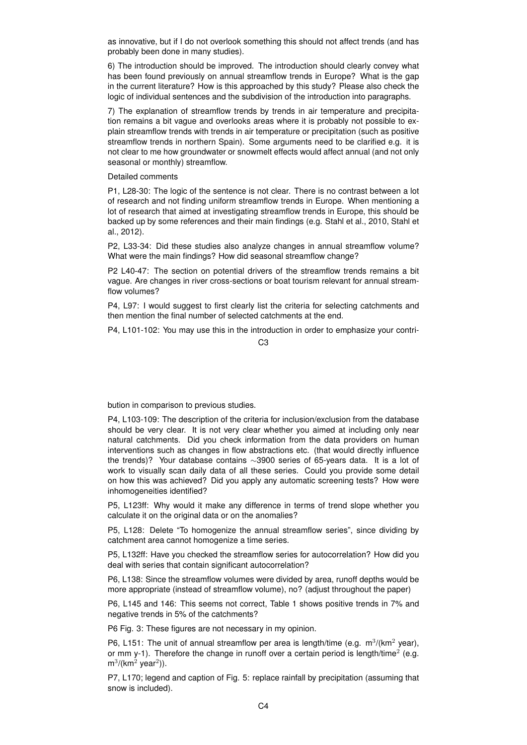as innovative, but if I do not overlook something this should not affect trends (and has probably been done in many studies).

6) The introduction should be improved. The introduction should clearly convey what has been found previously on annual streamflow trends in Europe? What is the gap in the current literature? How is this approached by this study? Please also check the logic of individual sentences and the subdivision of the introduction into paragraphs.

7) The explanation of streamflow trends by trends in air temperature and precipitation remains a bit vague and overlooks areas where it is probably not possible to explain streamflow trends with trends in air temperature or precipitation (such as positive streamflow trends in northern Spain). Some arguments need to be clarified e.g. it is not clear to me how groundwater or snowmelt effects would affect annual (and not only seasonal or monthly) streamflow.

Detailed comments

P1, L28-30: The logic of the sentence is not clear. There is no contrast between a lot of research and not finding uniform streamflow trends in Europe. When mentioning a lot of research that aimed at investigating streamflow trends in Europe, this should be backed up by some references and their main findings (e.g. Stahl et al., 2010, Stahl et al., 2012).

P2, L33-34: Did these studies also analyze changes in annual streamflow volume? What were the main findings? How did seasonal streamflow change?

P2 L40-47: The section on potential drivers of the streamflow trends remains a bit vague. Are changes in river cross-sections or boat tourism relevant for annual streamflow volumes?

P4, L97: I would suggest to first clearly list the criteria for selecting catchments and then mention the final number of selected catchments at the end.

P4, L101-102: You may use this in the introduction in order to emphasize your contribution in comparison to previous studies.

P4, L103-109: The description of the criteria for inclusion/exclusion from the database should be very clear. It is not very clear whether you aimed at including only near natural catchments. Did you check information from the data providers on human interventions such as changes in flow abstractions etc. (that would directly influence the trends)? Your database contains ∼3900 series of 65-years data. It is a lot of work to visually scan daily data of all these series. Could you provide some detail on how this was achieved? Did you apply any automatic screening tests? How were inhomogeneities identified?

P5, L123ff: Why would it make any difference in terms of trend slope whether you calculate it on the original data or on the anomalies?

P5, L128: Delete "To homogenize the annual streamflow series", since dividing by catchment area cannot homogenize a time series.

P5, L132ff: Have you checked the streamflow series for autocorrelation? How did you deal with series that contain significant autocorrelation?

P6, L138: Since the streamflow volumes were divided by area, runoff depths would be more appropriate (instead of streamflow volume), no? (adjust throughout the paper)

P6, L145 and 146: This seems not correct, Table 1 shows positive trends in 7% and negative trends in 5% of the catchments?

P6 Fig. 3: These figures are not necessary in my opinion.

P6, L151: The unit of annual streamflow per area is length/time (e.g. $m^3/(km^2$ year), or mm y-1). Therefore the change in runoff over a certain period is length/time$^2$ (e.g. $m^3/(km^2$ $year^2$)).

P7, L170; legend and caption of Fig. 5: replace rainfall by precipitation (assuming that snow is included).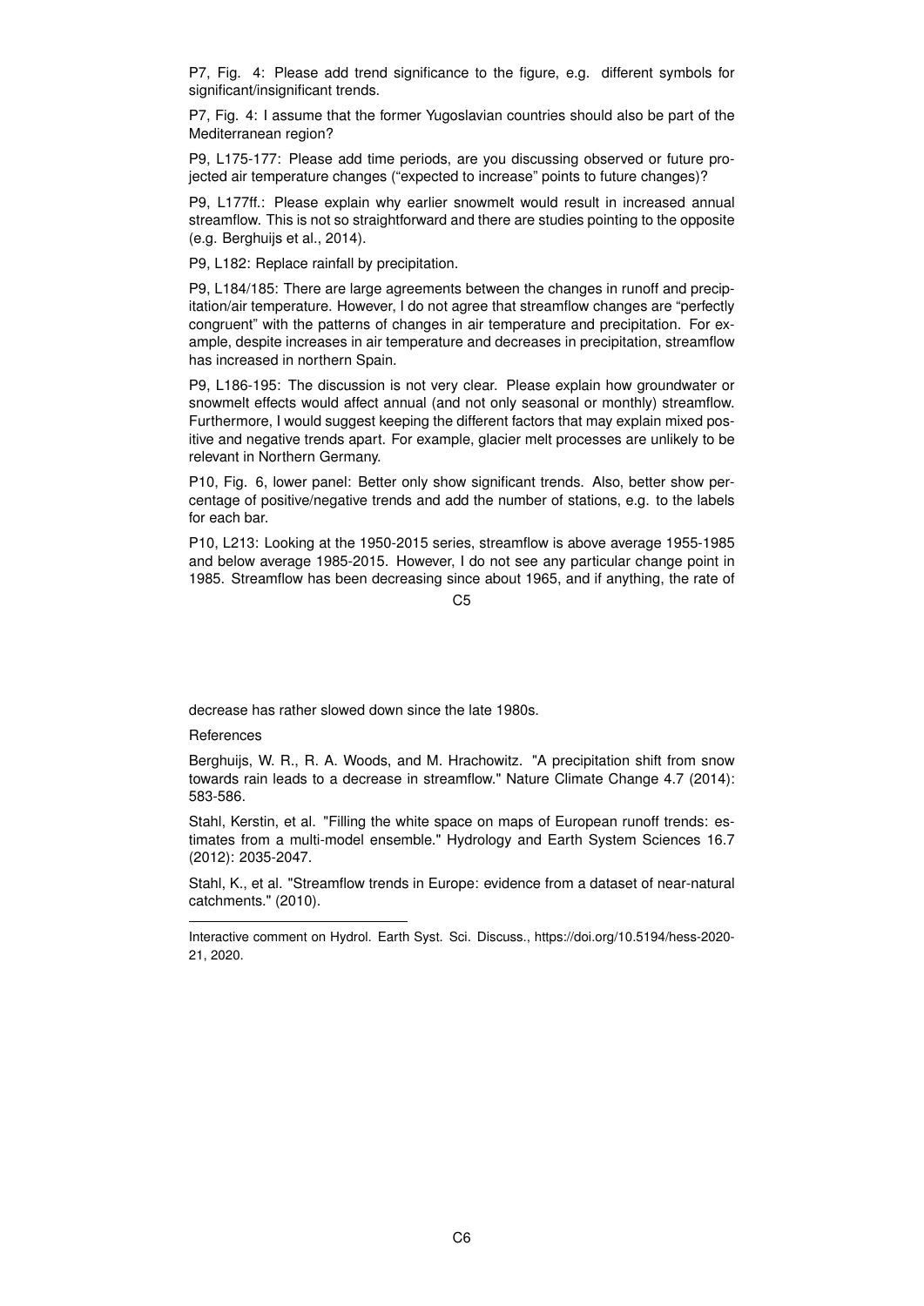P7, Fig. 4: Please add trend significance to the figure, e.g. different symbols for significant/insignificant trends.

P7, Fig. 4: I assume that the former Yugoslavian countries should also be part of the Mediterranean region?

P9, L175-177: Please add time periods, are you discussing observed or future projected air temperature changes ("expected to increase" points to future changes)?

P9, L177ff.: Please explain why earlier snowmelt would result in increased annual streamflow. This is not so straightforward and there are studies pointing to the opposite (e.g. Berghuijs et al., 2014).

P9, L182: Replace rainfall by precipitation.

P9, L184/185: There are large agreements between the changes in runoff and precipitation/air temperature. However, I do not agree that streamflow changes are "perfectly congruent" with the patterns of changes in air temperature and precipitation. For example, despite increases in air temperature and decreases in precipitation, streamflow has increased in northern Spain.

P9, L186-195: The discussion is not very clear. Please explain how groundwater or snowmelt effects would affect annual (and not only seasonal or monthly) streamflow. Furthermore, I would suggest keeping the different factors that may explain mixed positive and negative trends apart. For example, glacier melt processes are unlikely to be relevant in Northern Germany.

P10, Fig. 6, lower panel: Better only show significant trends. Also, better show percentage of positive/negative trends and add the number of stations, e.g. to the labels for each bar.

P10, L213: Looking at the 1950-2015 series, streamflow is above average 1955-1985 and below average 1985-2015. However, I do not see any particular change point in 1985. Streamflow has been decreasing since about 1965, and if anything, the rate of decrease has rather slowed down since the late 1980s.

References

Berghuijs, W. R., R. A. Woods, and M. Hrachowitz. "A precipitation shift from snow towards rain leads to a decrease in streamflow." Nature Climate Change 4.7 (2014): 583-586.

Stahl, Kerstin, et al. "Filling the white space on maps of European runoff trends: estimates from a multi-model ensemble." Hydrology and Earth System Sciences 16.7 (2012): 2035-2047.

Stahl, K., et al. "Streamflow trends in Europe: evidence from a dataset of near-natural catchments." (2010).

---

Interactive comment on Hydrol. Earth Syst. Sci. Discuss., https://doi.org/10.5194/hess-2020-21, 2020.